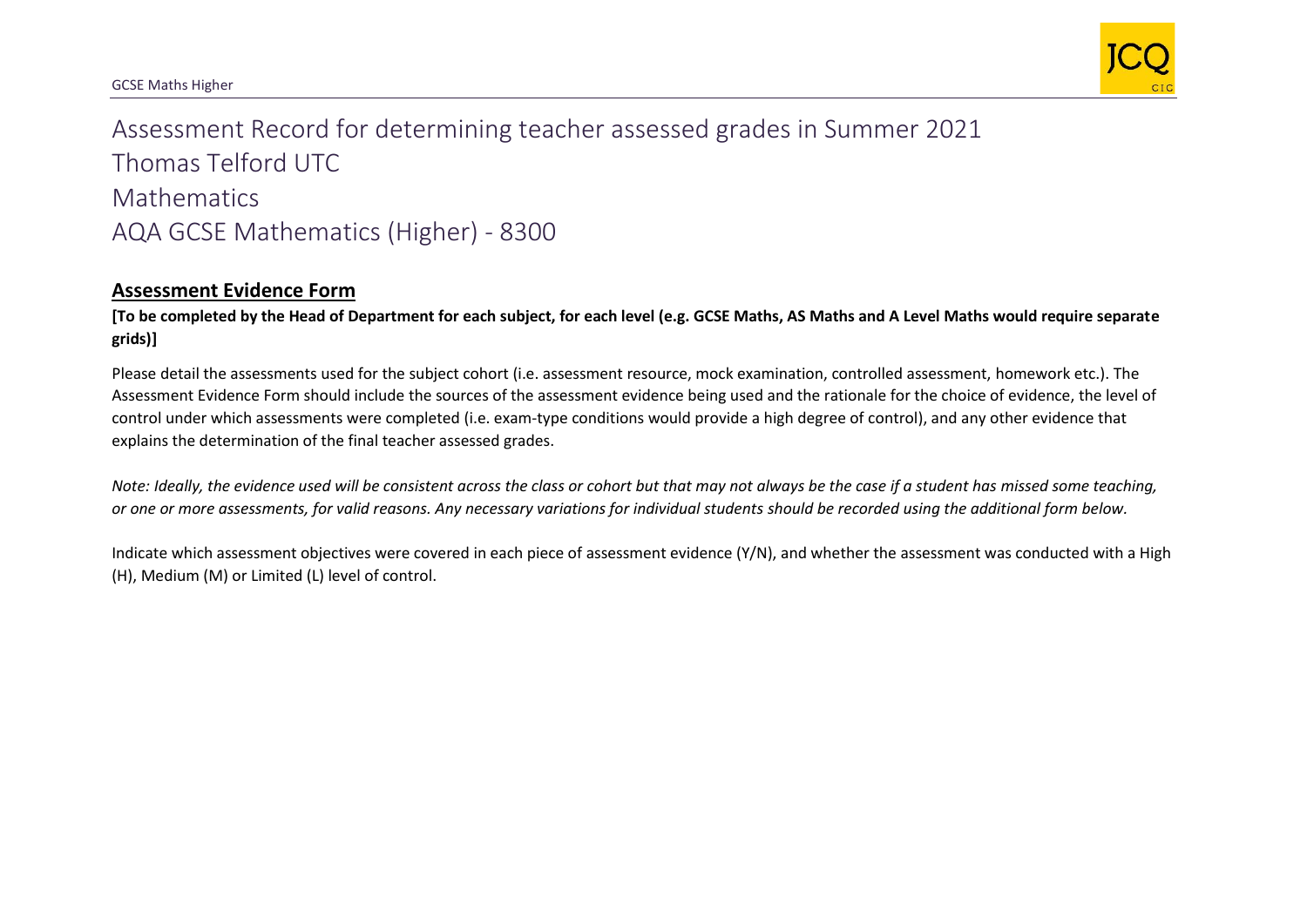# Assessment Record for determining teacher assessed grades in Summer 2021

# Thomas Telford UTC

# Mathematics

# AQA GCSE Mathematics (Higher) - 8300

## Assessment Evidence Form

**[To be completed by the Head of Department for each subject, for each level (e.g. GCSE Maths, AS Maths and A Level Maths would require separate grids)]**

Please detail the assessments used for the subject cohort (i.e. assessment resource, mock examination, controlled assessment, homework etc.). The Assessment Evidence Form should include the sources of the assessment evidence being used and the rationale for the choice of evidence, the level of control under which assessments were completed (i.e. exam-type conditions would provide a high degree of control), and any other evidence that explains the determination of the final teacher assessed grades.

*Note: Ideally, the evidence used will be consistent across the class or cohort but that may not always be the case if a student has missed some teaching, or one or more assessments, for valid reasons. Any necessary variations for individual students should be recorded using the additional form below.*

Indicate which assessment objectives were covered in each piece of assessment evidence (Y/N), and whether the assessment was conducted with a High (H), Medium (M) or Limited (L) level of control.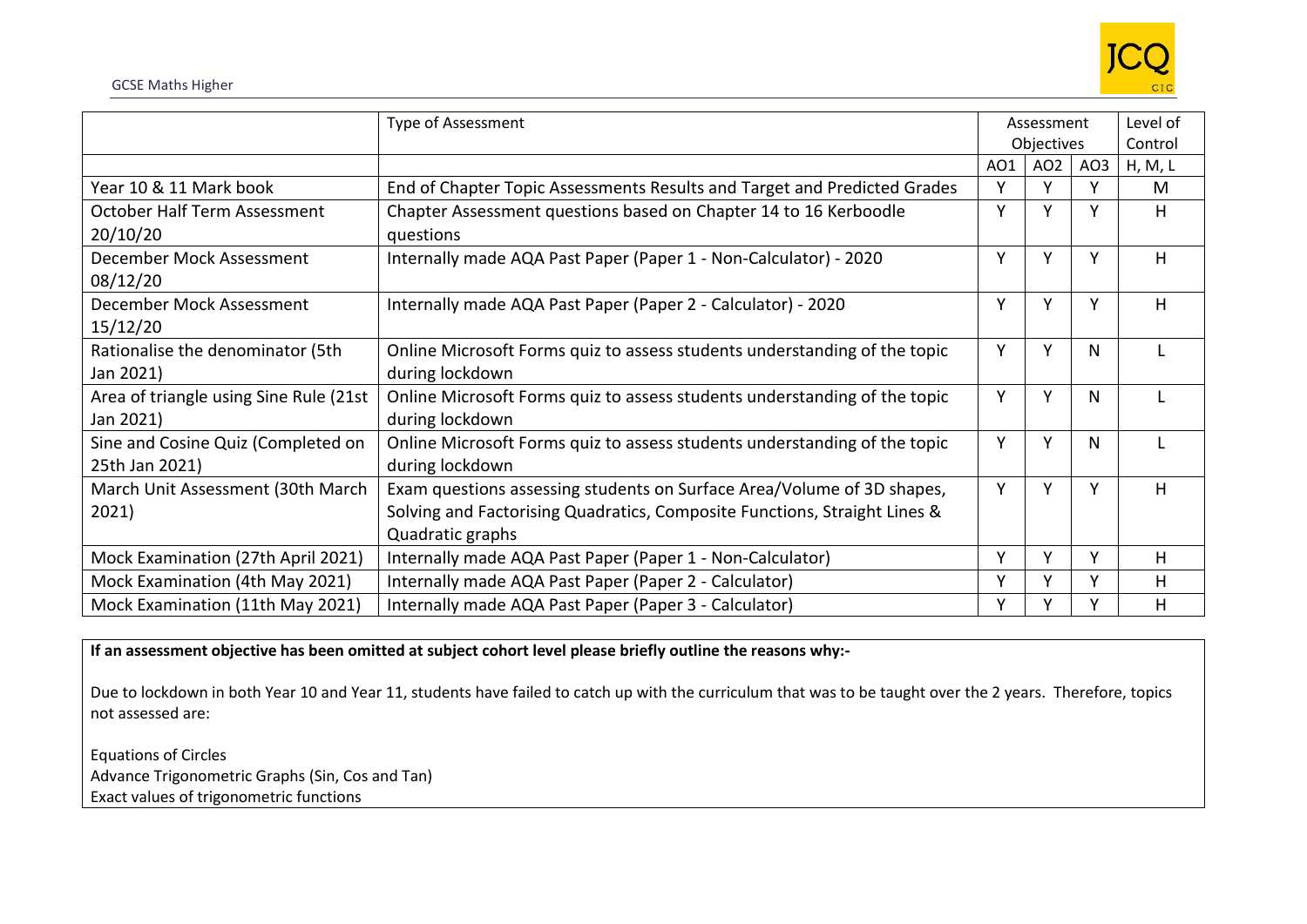| | Type of Assessment | Assessment Objectives | | | Level of Control |
|---|---|---|---|---|---|
| | | AO1 | AO2 | AO3 | H, M, L |
| Year 10 & 11 Mark book | End of Chapter Topic Assessments Results and Target and Predicted Grades | Y | Y | Y | M |
| October Half Term Assessment 20/10/20 | Chapter Assessment questions based on Chapter 14 to 16 Kerboodle questions | Y | Y | Y | H |
| December Mock Assessment 08/12/20 | Internally made AQA Past Paper (Paper 1 - Non-Calculator) - 2020 | Y | Y | Y | H |
| December Mock Assessment 15/12/20 | Internally made AQA Past Paper (Paper 2 - Calculator) - 2020 | Y | Y | Y | H |
| Rationalise the denominator (5th Jan 2021) | Online Microsoft Forms quiz to assess students understanding of the topic during lockdown | Y | Y | N | L |
| Area of triangle using Sine Rule (21st Jan 2021) | Online Microsoft Forms quiz to assess students understanding of the topic during lockdown | Y | Y | N | L |
| Sine and Cosine Quiz (Completed on 25th Jan 2021) | Online Microsoft Forms quiz to assess students understanding of the topic during lockdown | Y | Y | N | L |
| March Unit Assessment (30th March 2021) | Exam questions assessing students on Surface Area/Volume of 3D shapes, Solving and Factorising Quadratics, Composite Functions, Straight Lines & Quadratic graphs | Y | Y | Y | H |
| Mock Examination (27th April 2021) | Internally made AQA Past Paper (Paper 1 - Non-Calculator) | Y | Y | Y | H |
| Mock Examination (4th May 2021) | Internally made AQA Past Paper (Paper 2 - Calculator) | Y | Y | Y | H |
| Mock Examination (11th May 2021) | Internally made AQA Past Paper (Paper 3 - Calculator) | Y | Y | Y | H |

**If an assessment objective has been omitted at subject cohort level please briefly outline the reasons why:-**

Due to lockdown in both Year 10 and Year 11, students have failed to catch up with the curriculum that was to be taught over the 2 years. Therefore, topics not assessed are:

Equations of Circles
Advance Trigonometric Graphs (Sin, Cos and Tan)
Exact values of trigonometric functions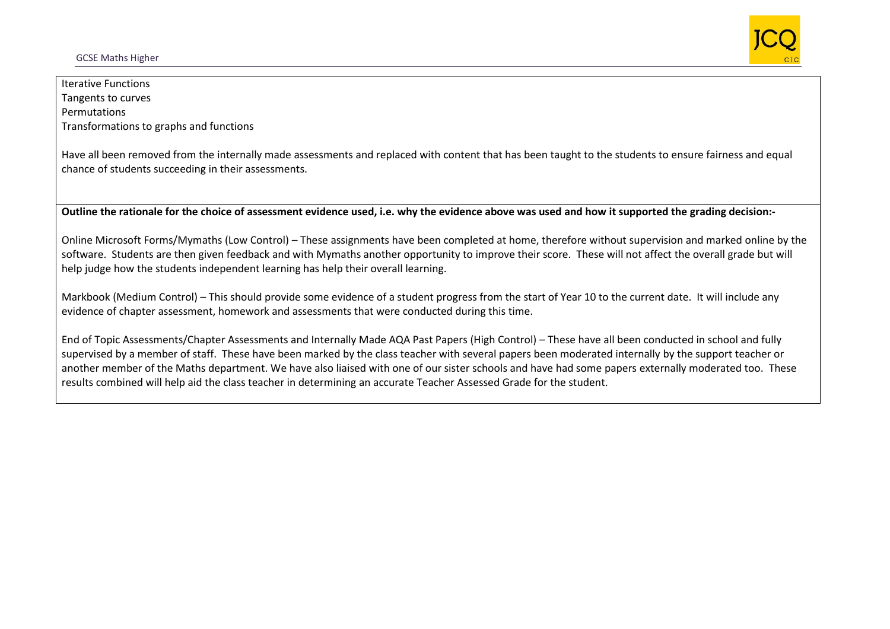Iterative Functions
Tangents to curves
Permutations
Transformations to graphs and functions

Have all been removed from the internally made assessments and replaced with content that has been taught to the students to ensure fairness and equal chance of students succeeding in their assessments.

**Outline the rationale for the choice of assessment evidence used, i.e. why the evidence above was used and how it supported the grading decision:-**

Online Microsoft Forms/Mymaths (Low Control) – These assignments have been completed at home, therefore without supervision and marked online by the software. Students are then given feedback and with Mymaths another opportunity to improve their score. These will not affect the overall grade but will help judge how the students independent learning has help their overall learning.

Markbook (Medium Control) – This should provide some evidence of a student progress from the start of Year 10 to the current date. It will include any evidence of chapter assessment, homework and assessments that were conducted during this time.

End of Topic Assessments/Chapter Assessments and Internally Made AQA Past Papers (High Control) – These have all been conducted in school and fully supervised by a member of staff. These have been marked by the class teacher with several papers been moderated internally by the support teacher or another member of the Maths department. We have also liaised with one of our sister schools and have had some papers externally moderated too. These results combined will help aid the class teacher in determining an accurate Teacher Assessed Grade for the student.